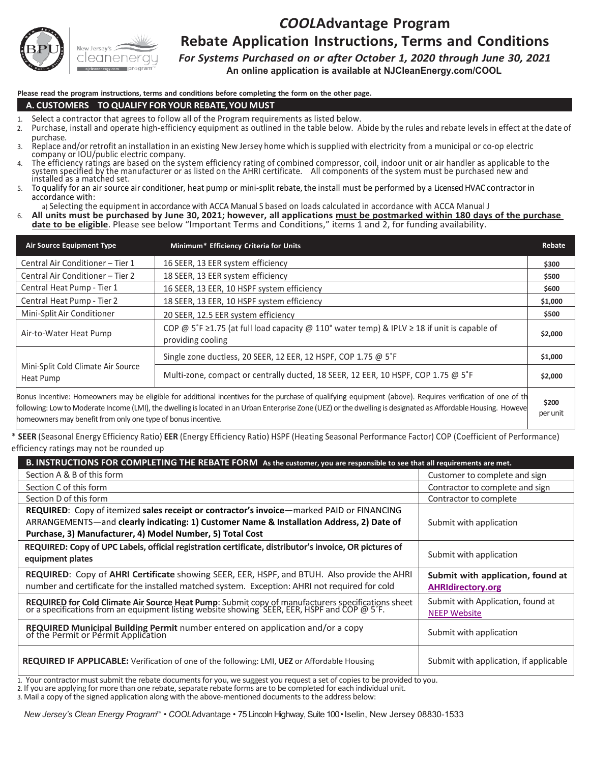# *COOL*Advantage Program

## Rebate Application Instructions, Terms and Conditions

***For Systems Purchased on or after October 1, 2020 through June 30, 2021***

**An online application is available at NJCleanEnergy.com/COOL**

**Please read the program instructions, terms and conditions before completing the form on the other page.**

### A. CUSTOMERS TO QUALIFY FOR YOUR REBATE, YOU MUST

1. Select a contractor that agrees to follow all of the Program requirements as listed below.
2. Purchase, install and operate high-efficiency equipment as outlined in the table below. Abide by the rules and rebate levels in effect at the date of purchase.
3. Replace and/or retrofit an installation in an existing New Jersey home which is supplied with electricity from a municipal or co-op electric company or IOU/public electric company.
4. The efficiency ratings are based on the system efficiency rating of combined compressor, coil, indoor unit or air handler as applicable to the system specified by the manufacturer or as listed on the AHRI certificate. All components of the system must be purchased new and installed as a matched set.
5. To qualify for an air source air conditioner, heat pump or mini-split rebate, the install must be performed by a Licensed HVAC contractor in accordance with:
   a) Selecting the equipment in accordance with ACCA Manual S based on loads calculated in accordance with ACCA Manual J
6. **All units must be purchased by June 30, 2021; however, all applications must be postmarked within 180 days of the purchase date to be eligible**. Please see below "Important Terms and Conditions," items 1 and 2, for funding availability.

| Air Source Equipment Type | Minimum* Efficiency Criteria for Units | Rebate |
|---|---|---|
| Central Air Conditioner – Tier 1 | 16 SEER, 13 EER system efficiency | $300 |
| Central Air Conditioner – Tier 2 | 18 SEER, 13 EER system efficiency | $500 |
| Central Heat Pump - Tier 1 | 16 SEER, 13 EER, 10 HSPF system efficiency | $600 |
| Central Heat Pump - Tier 2 | 18 SEER, 13 EER, 10 HSPF system efficiency | $1,000 |
| Mini-Split Air Conditioner | 20 SEER, 12.5 EER system efficiency | $500 |
| Air-to-Water Heat Pump | COP @ 5˚F ≥1.75 (at full load capacity @ 110˚ water temp) & IPLV ≥ 18 if unit is capable of providing cooling | $2,000 |
| Mini-Split Cold Climate Air Source Heat Pump | Single zone ductless, 20 SEER, 12 EER, 12 HSPF, COP 1.75 @ 5˚F | $1,000 |
| | Multi-zone, compact or centrally ducted, 18 SEER, 12 EER, 10 HSPF, COP 1.75 @ 5˚F | $2,000 |
| Bonus Incentive: Homeowners may be eligible for additional incentives for the purchase of qualifying equipment (above). Requires verification of one of th following: Low to Moderate Income (LMI), the dwelling is located in an Urban Enterprise Zone (UEZ) or the dwelling is designated as Affordable Housing. Howeve homeowners may benefit from only one type of bonus incentive. | | $200 per unit |

\* **SEER** (Seasonal Energy Efficiency Ratio) **EER** (Energy Efficiency Ratio) HSPF (Heating Seasonal Performance Factor) COP (Coefficient of Performance) efficiency ratings may not be rounded up

### B. INSTRUCTIONS FOR COMPLETING THE REBATE FORM
**As the customer, you are responsible to see that all requirements are met.**

| | |
|---|---|
| Section A & B of this form | Customer to complete and sign |
| Section C of this form | Contractor to complete and sign |
| Section D of this form | Contractor to complete |
| **REQUIRED**: Copy of itemized **sales receipt or contractor's invoice**—marked PAID or FINANCING ARRANGEMENTS—and **clearly indicating: 1) Customer Name & Installation Address, 2) Date of Purchase, 3) Manufacturer, 4) Model Number, 5) Total Cost** | Submit with application |
| **REQUIRED: Copy of UPC Labels, official registration certificate, distributor's invoice, OR pictures of equipment plates** | Submit with application |
| **REQUIRED**: Copy of **AHRI Certificate** showing SEER, EER, HSPF, and BTUH. Also provide the AHRI number and certificate for the installed matched system. Exception: AHRI not required for cold | **Submit with application, found at AHRIdirectory.org** |
| **REQUIRED for Cold Climate Air Source Heat Pump**: Submit copy of manufacturers specifications sheet or a specifications from an equipment listing website showing SEER, EER, HSPF and COP @ 5˚F. | Submit with Application, found at NEEP Website |
| **REQUIRED Municipal Building Permit** number entered on application and/or a copy of the Permit or Permit Application | Submit with application |
| **REQUIRED IF APPLICABLE:** Verification of one of the following: LMI, **UEZ** or Affordable Housing | Submit with application, if applicable |

1. Your contractor must submit the rebate documents for you, we suggest you request a set of copies to be provided to you.
2. If you are applying for more than one rebate, separate rebate forms are to be completed for each individual unit.
3. Mail a copy of the signed application along with the above-mentioned documents to the address below:

*New Jersey's Clean Energy Program*™ • *COOL*Advantage • 75 Lincoln Highway, Suite 100 • Iselin, New Jersey 08830-1533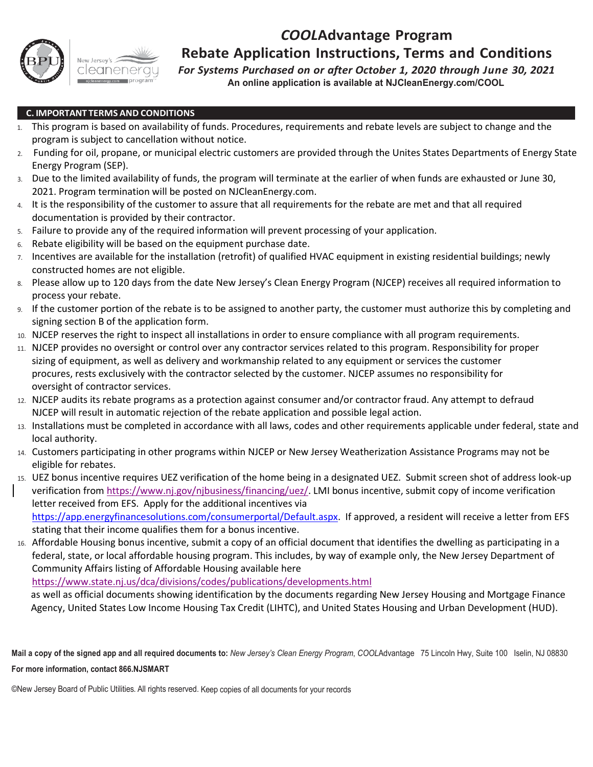# *COOL*Advantage Program

## Rebate Application Instructions, Terms and Conditions

***For Systems Purchased on or after October 1, 2020 through June 30, 2021***

**An online application is available at NJCleanEnergy.com/COOL**

### C. IMPORTANT TERMS AND CONDITIONS

1. This program is based on availability of funds. Procedures, requirements and rebate levels are subject to change and the program is subject to cancellation without notice.
2. Funding for oil, propane, or municipal electric customers are provided through the Unites States Departments of Energy State Energy Program (SEP).
3. Due to the limited availability of funds, the program will terminate at the earlier of when funds are exhausted or June 30, 2021. Program termination will be posted on NJCleanEnergy.com.
4. It is the responsibility of the customer to assure that all requirements for the rebate are met and that all required documentation is provided by their contractor.
5. Failure to provide any of the required information will prevent processing of your application.
6. Rebate eligibility will be based on the equipment purchase date.
7. Incentives are available for the installation (retrofit) of qualified HVAC equipment in existing residential buildings; newly constructed homes are not eligible.
8. Please allow up to 120 days from the date New Jersey's Clean Energy Program (NJCEP) receives all required information to process your rebate.
9. If the customer portion of the rebate is to be assigned to another party, the customer must authorize this by completing and signing section B of the application form.
10. NJCEP reserves the right to inspect all installations in order to ensure compliance with all program requirements.
11. NJCEP provides no oversight or control over any contractor services related to this program. Responsibility for proper sizing of equipment, as well as delivery and workmanship related to any equipment or services the customer procures, rests exclusively with the contractor selected by the customer. NJCEP assumes no responsibility for oversight of contractor services.
12. NJCEP audits its rebate programs as a protection against consumer and/or contractor fraud. Any attempt to defraud NJCEP will result in automatic rejection of the rebate application and possible legal action.
13. Installations must be completed in accordance with all laws, codes and other requirements applicable under federal, state and local authority.
14. Customers participating in other programs within NJCEP or New Jersey Weatherization Assistance Programs may not be eligible for rebates.
15. UEZ bonus incentive requires UEZ verification of the home being in a designated UEZ. Submit screen shot of address look-up verification from https://www.nj.gov/njbusiness/financing/uez/. LMI bonus incentive, submit copy of income verification letter received from EFS. Apply for the additional incentives via https://app.energyfinancesolutions.com/consumerportal/Default.aspx. If approved, a resident will receive a letter from EFS stating that their income qualifies them for a bonus incentive.
16. Affordable Housing bonus incentive, submit a copy of an official document that identifies the dwelling as participating in a federal, state, or local affordable housing program. This includes, by way of example only, the New Jersey Department of Community Affairs listing of Affordable Housing available here https://www.state.nj.us/dca/divisions/codes/publications/developments.html as well as official documents showing identification by the documents regarding New Jersey Housing and Mortgage Finance Agency, United States Low Income Housing Tax Credit (LIHTC), and United States Housing and Urban Development (HUD).

**Mail a copy of the signed app and all required documents to:** *New Jersey's Clean Energy Program*, *COOL*Advantage 75 Lincoln Hwy, Suite 100 Iselin, NJ 08830

**For more information, contact 866.NJSMART**

©New Jersey Board of Public Utilities. All rights reserved. Keep copies of all documents for your records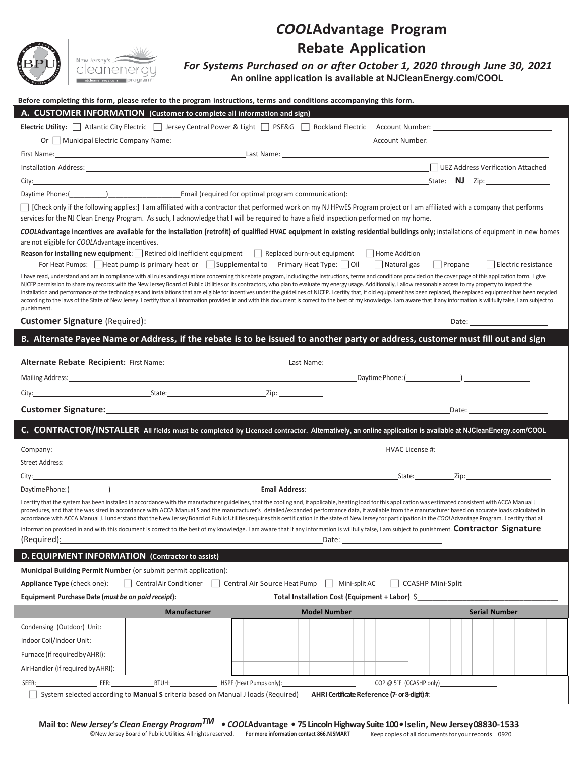# *COOL*Advantage Program
## Rebate Application

*For Systems Purchased on or after October 1, 2020 through June 30, 2021*

**An online application is available at NJCleanEnergy.com/COOL**

**Before completing this form, please refer to the program instructions, terms and conditions accompanying this form.**

### A. CUSTOMER INFORMATION (Customer to complete all information and sign)

**Electric Utility:** ☐ Atlantic City Electric ☐ Jersey Central Power & Light ☐ PSE&G ☐ Rockland Electric Account Number: ______________

Or ☐ Municipal Electric Company Name: ______________ Account Number: ______________

First Name: ______________ Last Name: ______________

Installation Address: ______________ ☐ UEZ Address Verification Attached

City: ______________ State: **NJ** Zip: ______________

Daytime Phone: (______) ______________ Email (required for optimal program communication): ______________

☐ [Check only if the following applies:] I am affiliated with a contractor that performed work on my NJ HPwES Program project or I am affiliated with a company that performs services for the NJ Clean Energy Program. As such, I acknowledge that I will be required to have a field inspection performed on my home.

***COOL*Advantage incentives are available for the installation (retrofit) of qualified HVAC equipment in existing residential buildings only;** installations of equipment in new homes are not eligible for *COOL*Advantage incentives.

**Reason for installing new equipment**: ☐ Retired old inefficient equipment ☐ Replaced burn-out equipment ☐ Home Addition

For Heat Pumps: ☐ Heat pump is primary heat or ☐ Supplemental to Primary Heat Type: ☐ Oil ☐ Natural gas ☐ Propane ☐ Electric resistance

I have read, understand and am in compliance with all rules and regulations concerning this rebate program, including the instructions, terms and conditions provided on the cover page of this application form. I give NJCEP permission to share my records with the New Jersey Board of Public Utilities or its contractors, who plan to evaluate my energy usage. Additionally, I allow reasonable access to my property to inspect the installation and performance of the technologies and installations that are eligible for incentives under the guidelines of NJCEP. I certify that, if old equipment has been replaced, the replaced equipment has been recycled according to the laws of the State of New Jersey. I certify that all information provided in and with this document is correct to the best of my knowledge. I am aware that if any information is willfully false, I am subject to punishment.

**Customer Signature** (Required): ______________ Date: ______________

### B. Alternate Payee Name or Address, if the rebate is to be issued to another party or address, customer must fill out and sign

**Alternate Rebate Recipient:** First Name: ______________ Last Name: ______________

Mailing Address: ______________ Daytime Phone: (______) ______________

City: ______________ State: ______________ Zip: ______________

**Customer Signature:** ______________ Date: ______________

### C. CONTRACTOR/INSTALLER All fields must be completed by Licensed contractor. Alternatively, an online application is available at NJCleanEnergy.com/COOL

Company: ______________ HVAC License #: ______________

Street Address: ______________

City: ______________ State: ______________ Zip: ______________

Daytime Phone: (______) ______________ **Email Address**: ______________

I certify that the system has been installed in accordance with the manufacturer guidelines, that the cooling and, if applicable, heating load for this application was estimated consistent with ACCA Manual J procedures, and that the was sized in accordance with ACCA Manual S and the manufacturer's detailed/expanded performance data, if available from the manufacturer based on accurate loads calculated in accordance with ACCA Manual J. I understand that the New Jersey Board of Public Utilities requires this certification in the state of New Jersey for participation in the *COOL*Advantage Program. I certify that all information provided in and with this document is correct to the best of my knowledge. I am aware that if any information is willfully false, I am subject to punishment. **Contractor Signature** (Required): ______________ Date: ______________

### D. EQUIPMENT INFORMATION (Contractor to assist)

**Municipal Building Permit Number** (or submit permit application): ______________

**Appliance Type** (check one): ☐ Central Air Conditioner ☐ Central Air Source Heat Pump ☐ Mini-split AC ☐ CCASHP Mini-Split

**Equipment Purchase Date (*must be on paid receipt*):** ______________ **Total Installation Cost (Equipment + Labor)** $______________

| | Manufacturer | Model Number | Serial Number |
|---|---|---|---|
| Condensing (Outdoor) Unit: | | | |
| Indoor Coil/Indoor Unit: | | | |
| Furnace (if required by AHRI): | | | |
| Air Handler (if required by AHRI): | | | |

SEER: ______ EER: ______ BTUH: ______ HSPF (Heat Pumps only): ______ COP @ 5˚F (CCASHP only) ______

☐ System selected according to **Manual S** criteria based on Manual J loads (Required) **AHRI Certificate Reference (7- or 8-digit) #**: ______________

**Mail to: *New Jersey's Clean Energy Program*™ • *COOL*Advantage • 75 Lincoln Highway Suite 100 • Iselin, New Jersey 08830-1533**

©New Jersey Board of Public Utilities. All rights reserved. **For more information contact 866.NJSMART** Keep copies of all documents for your records 0920